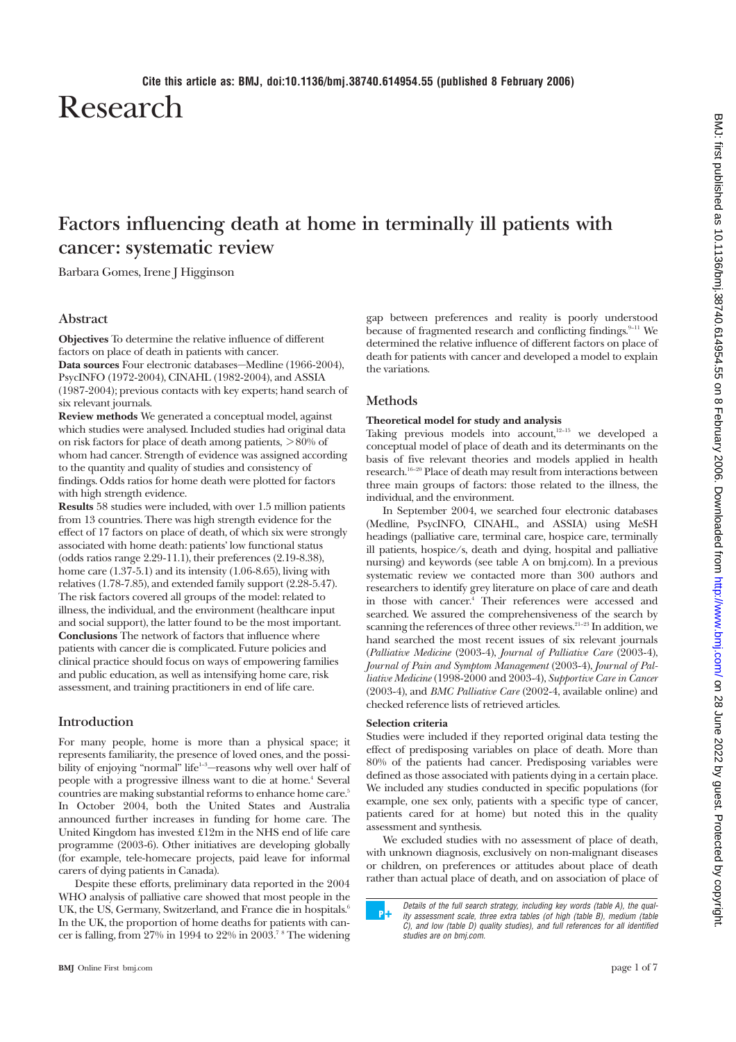Cite this article as: BMJ, doi:10.1136/bmj.38740.614954.55 (published 8 February 2006)

# Research

## Factors influencing death at home in terminally ill patients with cancer: systematic review

Barbara Gomes, Irene J Higginson

### Abstract

**Objectives** To determine the relative influence of different factors on place of death in patients with cancer.

**Data sources** Four electronic databases—Medline (1966-2004), PsycINFO (1972-2004), CINAHL (1982-2004), and ASSIA (1987-2004); previous contacts with key experts; hand search of six relevant journals.

**Review methods** We generated a conceptual model, against which studies were analysed. Included studies had original data on risk factors for place of death among patients, >80% of whom had cancer. Strength of evidence was assigned according to the quantity and quality of studies and consistency of findings. Odds ratios for home death were plotted for factors with high strength evidence.

**Results** 58 studies were included, with over 1.5 million patients from 13 countries. There was high strength evidence for the effect of 17 factors on place of death, of which six were strongly associated with home death: patients' low functional status (odds ratios range 2.29-11.1), their preferences (2.19-8.38), home care (1.37-5.1) and its intensity (1.06-8.65), living with relatives (1.78-7.85), and extended family support (2.28-5.47). The risk factors covered all groups of the model: related to illness, the individual, and the environment (healthcare input and social support), the latter found to be the most important.

**Conclusions** The network of factors that influence where patients with cancer die is complicated. Future policies and clinical practice should focus on ways of empowering families and public education, as well as intensifying home care, risk assessment, and training practitioners in end of life care.

### Introduction

For many people, home is more than a physical space; it represents familiarity, the presence of loved ones, and the possibility of enjoying "normal" life[1-3]—reasons why well over half of people with a progressive illness want to die at home.[4] Several countries are making substantial reforms to enhance home care.[5] In October 2004, both the United States and Australia announced further increases in funding for home care. The United Kingdom has invested £12m in the NHS end of life care programme (2003-6). Other initiatives are developing globally (for example, tele-homecare projects, paid leave for informal carers of dying patients in Canada).

Despite these efforts, preliminary data reported in the 2004 WHO analysis of palliative care showed that most people in the UK, the US, Germany, Switzerland, and France die in hospitals.[6] In the UK, the proportion of home deaths for patients with cancer is falling, from 27% in 1994 to 22% in 2003.[7 8] The widening gap between preferences and reality is poorly understood because of fragmented research and conflicting findings.[9-11] We determined the relative influence of different factors on place of death for patients with cancer and developed a model to explain the variations.

### Methods

#### Theoretical model for study and analysis

Taking previous models into account,[12-15] we developed a conceptual model of place of death and its determinants on the basis of five relevant theories and models applied in health research.[16-20] Place of death may result from interactions between three main groups of factors: those related to the illness, the individual, and the environment.

In September 2004, we searched four electronic databases (Medline, PsycINFO, CINAHL, and ASSIA) using MeSH headings (palliative care, terminal care, hospice care, terminally ill patients, hospice/s, death and dying, hospital and palliative nursing) and keywords (see table A on bmj.com). In a previous systematic review we contacted more than 300 authors and researchers to identify grey literature on place of care and death in those with cancer.[4] Their references were accessed and searched. We assured the comprehensiveness of the search by scanning the references of three other reviews.[21-23] In addition, we hand searched the most recent issues of six relevant journals (*Palliative Medicine* (2003-4), *Journal of Palliative Care* (2003-4), *Journal of Pain and Symptom Management* (2003-4), *Journal of Palliative Medicine* (1998-2000 and 2003-4), *Supportive Care in Cancer* (2003-4), and *BMC Palliative Care* (2002-4, available online) and checked reference lists of retrieved articles.

#### Selection criteria

Studies were included if they reported original data testing the effect of predisposing variables on place of death. More than 80% of the patients had cancer. Predisposing variables were defined as those associated with patients dying in a certain place. We included any studies conducted in specific populations (for example, one sex only, patients with a specific type of cancer, patients cared for at home) but noted this in the quality assessment and synthesis.

We excluded studies with no assessment of place of death, with unknown diagnosis, exclusively on non-malignant diseases or children, on preferences or attitudes about place of death rather than actual place of death, and on association of place of

*Details of the full search strategy, including key words (table A), the quality assessment scale, three extra tables (of high (table B), medium (table C), and low (table D) quality studies), and full references for all identified studies are on bmj.com.*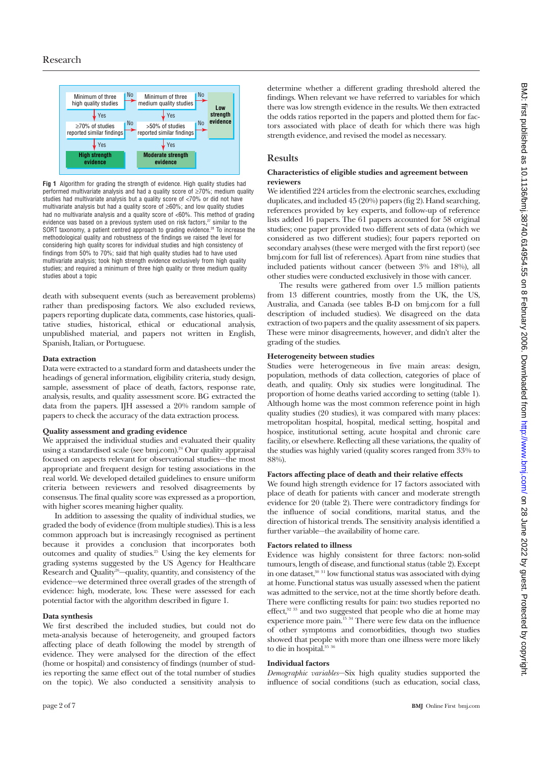Fig 1 Algorithm for grading the strength of evidence. High quality studies had performed multivariate analysis and had a quality score of ≥70%; medium quality studies had multivariate analysis but a quality score of <70% or did not have multivariate analysis but had a quality score of ≥60%; and low quality studies had no multivariate analysis and a quality score of <60%. This method of grading evidence was based on a previous system used on risk factors,[27] similar to the SORT taxonomy, a patient centred approach to grading evidence.[28] To increase the methodological quality and robustness of the findings we raised the level for considering high quality scores for individual studies and high consistency of findings from 50% to 70%; said that high quality studies had to have used multivariate analysis; took high strength evidence exclusively from high quality studies; and required a minimum of three high quality or three medium quality studies about a topic

death with subsequent events (such as bereavement problems) rather than predisposing factors. We also excluded reviews, papers reporting duplicate data, comments, case histories, qualitative studies, historical, ethical or educational analysis, unpublished material, and papers not written in English, Spanish, Italian, or Portuguese.

### Data extraction

Data were extracted to a standard form and datasheets under the headings of general information, eligibility criteria, study design, sample, assessment of place of death, factors, response rate, analysis, results, and quality assessment score. BG extracted the data from the papers. IJH assessed a 20% random sample of papers to check the accuracy of the data extraction process.

### Quality assessment and grading evidence

We appraised the individual studies and evaluated their quality using a standardised scale (see bmj.com).[24] Our quality appraisal focused on aspects relevant for observational studies—the most appropriate and frequent design for testing associations in the real world. We developed detailed guidelines to ensure uniform criteria between reviewers and resolved disagreements by consensus. The final quality score was expressed as a proportion, with higher scores meaning higher quality.

In addition to assessing the quality of individual studies, we graded the body of evidence (from multiple studies). This is a less common approach but is increasingly recognised as pertinent because it provides a conclusion that incorporates both outcomes and quality of studies.[25] Using the key elements for grading systems suggested by the US Agency for Healthcare Research and Quality[26]—quality, quantity, and consistency of the evidence—we determined three overall grades of the strength of evidence: high, moderate, low. These were assessed for each potential factor with the algorithm described in figure 1.

### Data synthesis

We first described the included studies, but could not do meta-analysis because of heterogeneity, and grouped factors affecting place of death following the model by strength of evidence. They were analysed for the direction of the effect (home or hospital) and consistency of findings (number of studies reporting the same effect out of the total number of studies on the topic). We also conducted a sensitivity analysis to determine whether a different grading threshold altered the findings. When relevant we have referred to variables for which there was low strength evidence in the results. We then extracted the odds ratios reported in the papers and plotted them for factors associated with place of death for which there was high strength evidence, and revised the model as necessary.

## Results

### Characteristics of eligible studies and agreement between reviewers

We identified 224 articles from the electronic searches, excluding duplicates, and included 45 (20%) papers (fig 2). Hand searching, references provided by key experts, and follow-up of reference lists added 16 papers. The 61 papers accounted for 58 original studies; one paper provided two different sets of data (which we considered as two different studies); four papers reported on secondary analyses (these were merged with the first report) (see bmj.com for full list of references). Apart from nine studies that included patients without cancer (between 3% and 18%), all other studies were conducted exclusively in those with cancer.

The results were gathered from over 1.5 million patients from 13 different countries, mostly from the UK, the US, Australia, and Canada (see tables B-D on bmj.com for a full description of included studies). We disagreed on the data extraction of two papers and the quality assessment of six papers. These were minor disagreements, however, and didn't alter the grading of the studies.

### Heterogeneity between studies

Studies were heterogeneous in five main areas: design, population, methods of data collection, categories of place of death, and quality. Only six studies were longitudinal. The proportion of home deaths varied according to setting (table 1). Although home was the most common reference point in high quality studies (20 studies), it was compared with many places: metropolitan hospital, hospital, medical setting, hospital and hospice, institutional setting, acute hospital and chronic care facility, or elsewhere. Reflecting all these variations, the quality of the studies was highly varied (quality scores ranged from 33% to 88%).

### Factors affecting place of death and their relative effects

We found high strength evidence for 17 factors associated with place of death for patients with cancer and moderate strength evidence for 20 (table 2). There were contradictory findings for the influence of social conditions, marital status, and the direction of historical trends. The sensitivity analysis identified a further variable—the availability of home care.

### Factors related to illness

Evidence was highly consistent for three factors: non-solid tumours, length of disease, and functional status (table 2). Except in one dataset,[30 31] low functional status was associated with dying at home. Functional status was usually assessed when the patient was admitted to the service, not at the time shortly before death. There were conflicting results for pain: two studies reported no effect,[32 33] and two suggested that people who die at home may experience more pain.[15 34] There were few data on the influence of other symptoms and comorbidities, though two studies showed that people with more than one illness were more likely to die in hospital.[35 36]

### Individual factors

*Demographic variables*—Six high quality studies supported the influence of social conditions (such as education, social class,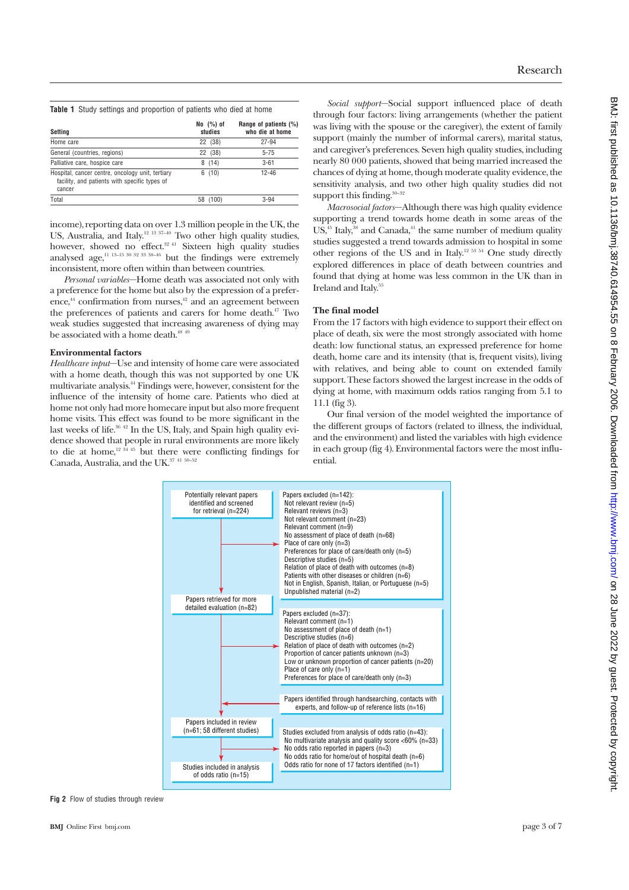**Table 1** Study settings and proportion of patients who died at home

| Setting | No (%) of studies | Range of patients (%) who die at home |
|---|---|---|
| Home care | 22 (38) | 27-94 |
| General (countries, regions) | 22 (38) | 5-75 |
| Palliative care, hospice care | 8 (14) | 3-61 |
| Hospital, cancer centre, oncology unit, tertiary facility, and patients with specific types of cancer | 6 (10) | 12-46 |
| Total | 58 (100) | 3-94 |

income), reporting data on over 1.3 million people in the UK, the US, Australia, and Italy.[12 13 37-40] Two other high quality studies, however, showed no effect.[32 41] Sixteen high quality studies analysed age,[11 13-15 30 32 33 38-46] but the findings were extremely inconsistent, more often within than between countries.

*Personal variables*—Home death was associated not only with a preference for the home but also by the expression of a preference,[44] confirmation from nurses,[42] and an agreement between the preferences of patients and carers for home death.[47] Two weak studies suggested that increasing awareness of dying may be associated with a home death.[48 49]

### Environmental factors

*Healthcare input*—Use and intensity of home care were associated with a home death, though this was not supported by one UK multivariate analysis.[44] Findings were, however, consistent for the influence of the intensity of home care. Patients who died at home not only had more homecare input but also more frequent home visits. This effect was found to be more significant in the last weeks of life.[36 42] In the US, Italy, and Spain high quality evidence showed that people in rural environments are more likely to die at home,[12 34 45] but there were conflicting findings for Canada, Australia, and the UK.[37 41 50-52]

*Social support*—Social support influenced place of death through four factors: living arrangements (whether the patient was living with the spouse or the caregiver), the extent of family support (mainly the number of informal carers), marital status, and caregiver's preferences. Seven high quality studies, including nearly 80 000 patients, showed that being married increased the chances of dying at home, though moderate quality evidence, the sensitivity analysis, and two other high quality studies did not support this finding.[30-32]

*Macrosocial factors*—Although there was high quality evidence supporting a trend towards home death in some areas of the US,[45] Italy,[38] and Canada,[41] the same number of medium quality studies suggested a trend towards admission to hospital in some other regions of the US and in Italy.[12 53 54] One study directly explored differences in place of death between countries and found that dying at home was less common in the UK than in Ireland and Italy.[55]

### The final model

From the 17 factors with high evidence to support their effect on place of death, six were the most strongly associated with home death: low functional status, an expressed preference for home death, home care and its intensity (that is, frequent visits), living with relatives, and being able to count on extended family support. These factors showed the largest increase in the odds of dying at home, with maximum odds ratios ranging from 5.1 to 11.1 (fig 3).

Our final version of the model weighted the importance of the different groups of factors (related to illness, the individual, and the environment) and listed the variables with high evidence in each group (fig 4). Environmental factors were the most influential.

Potentially relevant papers identified and screened for retrieval (n=224)

Papers excluded (n=142):
- Not relevant review (n=5)
- Relevant reviews (n=3)
- Not relevant comment (n=23)
- Relevant comment (n=9)
- No assessment of place of death (n=68)
- Place of care only (n=3)
- Preferences for place of care/death only (n=5)
- Descriptive studies (n=5)
- Relation of place of death with outcomes (n=8)
- Patients with other diseases or children (n=6)
- Not in English, Spanish, Italian, or Portuguese (n=5)
- Unpublished material (n=2)

Papers retrieved for more detailed evaluation (n=82)

Papers excluded (n=37):
- Relevant comment (n=1)
- No assessment of place of death (n=1)
- Descriptive studies (n=6)
- Relation of place of death with outcomes (n=2)
- Proportion of cancer patients unknown (n=3)
- Low or unknown proportion of cancer patients (n=20)
- Place of care only (n=1)
- Preferences for place of care/death only (n=3)

Papers identified through handsearching, contacts with experts, and follow-up of reference lists (n=16)

Papers included in review (n=61; 58 different studies)

Studies excluded from analysis of odds ratio (n=43):
- No multivariate analysis and quality score <60% (n=33)
- No odds ratio reported in papers (n=3)
- No odds ratio for home/out of hospital death (n=6)
- Odds ratio for none of 17 factors identified (n=1)

Studies included in analysis of odds ratio (n=15)

**Fig 2** Flow of studies through review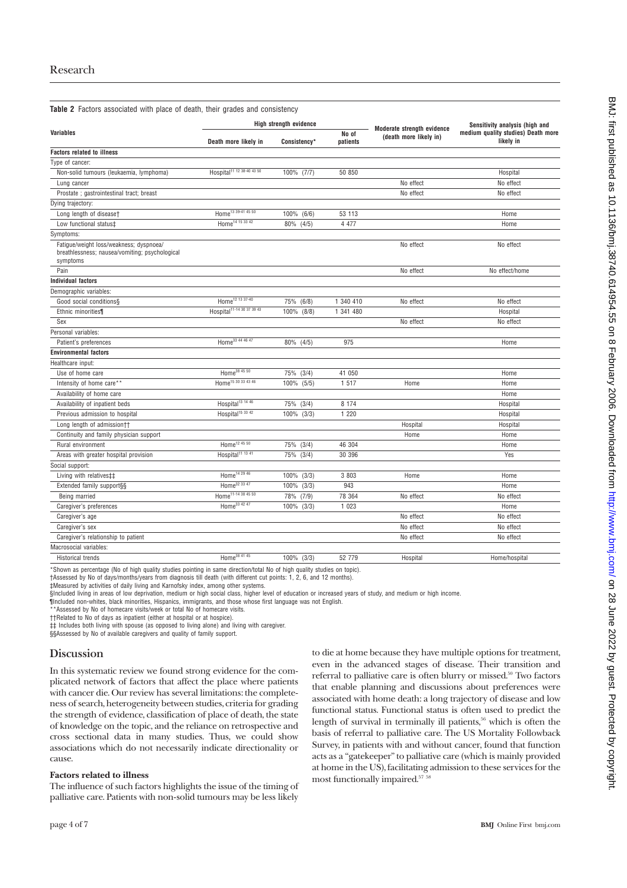**Table 2** Factors associated with place of death, their grades and consistency

| Variables | High strength evidence | | | Moderate strength evidence (death more likely in) | Sensitivity analysis (high and medium quality studies) Death more likely in |
|---|---|---|---|---|---|
| | Death more likely in | Consistency* | No of patients | | |
| **Factors related to illness** | | | | | |
| Type of cancer: | | | | | |
| Non-solid tumours (leukaemia, lymphoma) | Hospital[11 12 38-40 43 50] | 100% (7/7) | 50 850 | | Hospital |
| Lung cancer | | | | No effect | No effect |
| Prostate ; gastrointestinal tract; breast | | | | No effect | No effect |
| Dying trajectory: | | | | | |
| Long length of disease† | Home[13 39-41 45 50] | 100% (6/6) | 53 113 | | Home |
| Low functional status‡ | Home[14 15 33 42] | 80% (4/5) | 4 477 | | Home |
| Symptoms: | | | | | |
| Fatigue/weight loss/weakness; dyspnoea/ breathlessness; nausea/vomiting; psychological symptoms | | | | No effect | No effect |
| Pain | | | | No effect | No effect/home |
| **Individual factors** | | | | | |
| Demographic variables: | | | | | |
| Good social conditions§ | Home[12 13 37-40] | 75% (6/8) | 1 340 410 | No effect | No effect |
| Ethnic minorities¶ | Hospital[11-14 30 37 39 43] | 100% (8/8) | 1 341 480 | | Hospital |
| Sex | | | | No effect | No effect |
| Personal variables: | | | | | |
| Patient's preferences | Home[33 44 46 47] | 80% (4/5) | 975 | | Home |
| **Environmental factors** | | | | | |
| Healthcare input: | | | | | |
| Use of home care | Home[38 45 50] | 75% (3/4) | 41 050 | | Home |
| Intensity of home care** | Home[15 30 33 43 46] | 100% (5/5) | 1 517 | Home | Home |
| Availability of home care | | | | | Home |
| Availability of inpatient beds | Hospital[13 14 46] | 75% (3/4) | 8 174 | | Hospital |
| Previous admission to hospital | Hospital[15 33 42] | 100% (3/3) | 1 220 | | Hospital |
| Long length of admission†† | | | | Hospital | Hospital |
| Continuity and family physician support | | | | Home | Home |
| Rural environment | Home[12 45 50] | 75% (3/4) | 46 304 | | Home |
| Areas with greater hospital provision | Hospital[11 13 41] | 75% (3/4) | 30 396 | | Yes |
| Social support: | | | | | |
| Living with relatives‡‡ | Home[14 29 46] | 100% (3/3) | 3 803 | Home | Home |
| Extended family support§§ | Home[32 33 47] | 100% (3/3) | 943 | | Home |
| Being married | Home[11-14 38 45 50] | 78% (7/9) | 78 364 | No effect | No effect |
| Caregiver's preferences | Home[33 42 47] | 100% (3/3) | 1 023 | | Home |
| Caregiver's age | | | | No effect | No effect |
| Caregiver's sex | | | | No effect | No effect |
| Caregiver's relationship to patient | | | | No effect | No effect |
| Macrosocial variables: | | | | | |
| Historical trends | Home[38 41 45] | 100% (3/3) | 52 779 | Hospital | Home/hospital |

*Shown as percentage (No of high quality studies pointing in same direction/total No of high quality studies on topic).
†Assessed by No of days/months/years from diagnosis till death (with different cut points: 1, 2, 6, and 12 months).
‡Measured by activities of daily living and Karnofsky index, among other systems.
§Included living in areas of low deprivation, medium or high social class, higher level of education or increased years of study, and medium or high income.
¶Included non-whites, black minorities, Hispanics, immigrants, and those whose first language was not English.
**Assessed by No of homecare visits/week or total No of homecare visits.
††Related to No of days as inpatient (either at hospital or at hospice).
‡‡ Includes both living with spouse (as opposed to living alone) and living with caregiver.
§§Assessed by No of available caregivers and quality of family support.

## Discussion

In this systematic review we found strong evidence for the complicated network of factors that affect the place where patients with cancer die. Our review has several limitations: the completeness of search, heterogeneity between studies, criteria for grading the strength of evidence, classification of place of death, the state of knowledge on the topic, and the reliance on retrospective and cross sectional data in many studies. Thus, we could show associations which do not necessarily indicate directionality or cause.

### Factors related to illness

The influence of such factors highlights the issue of the timing of palliative care. Patients with non-solid tumours may be less likely to die at home because they have multiple options for treatment, even in the advanced stages of disease. Their transition and referral to palliative care is often blurry or missed.[50] Two factors that enable planning and discussions about preferences were associated with home death: a long trajectory of disease and low functional status. Functional status is often used to predict the length of survival in terminally ill patients,[56] which is often the basis of referral to palliative care. The US Mortality Followback Survey, in patients with and without cancer, found that function acts as a "gatekeeper" to palliative care (which is mainly provided at home in the US), facilitating admission to these services for the most functionally impaired.[57 58]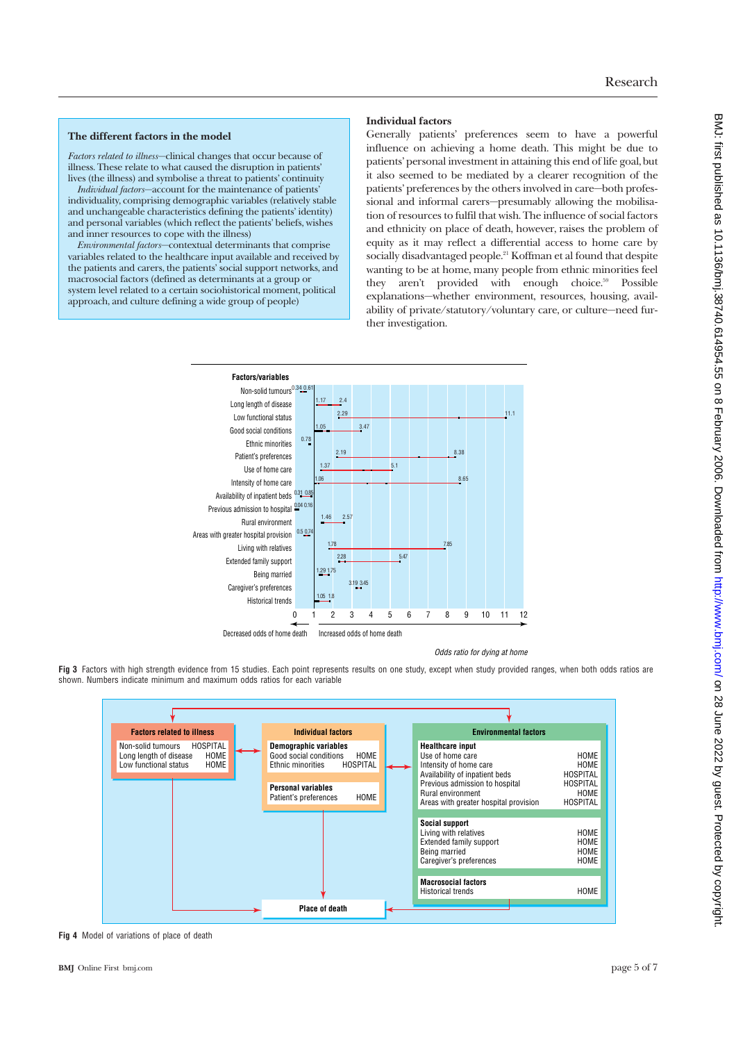> **The different factors in the model**
>
> *Factors related to illness*—clinical changes that occur because of illness. These relate to what caused the disruption in patients' lives (the illness) and symbolise a threat to patients' continuity
>
> *Individual factors*—account for the maintenance of patients' individuality, comprising demographic variables (relatively stable and unchangeable characteristics defining the patients' identity) and personal variables (which reflect the patients' beliefs, wishes and inner resources to cope with the illness)
>
> *Environmental factors*—contextual determinants that comprise variables related to the healthcare input available and received by the patients and carers, the patients' social support networks, and macrosocial factors (defined as determinants at a group or system level related to a certain sociohistorical moment, political approach, and culture defining a wide group of people)

### Individual factors

Generally patients' preferences seem to have a powerful influence on achieving a home death. This might be due to patients' personal investment in attaining this end of life goal, but it also seemed to be mediated by a clearer recognition of the patients' preferences by the others involved in care—both professional and informal carers—presumably allowing the mobilisation of resources to fulfil that wish. The influence of social factors and ethnicity on place of death, however, raises the problem of equity as it may reflect a differential access to home care by socially disadvantaged people.[21] Koffman et al found that despite wanting to be at home, many people from ethnic minorities feel they aren't provided with enough choice.[59] Possible explanations—whether environment, resources, housing, availability of private/statutory/voluntary care, or culture—need further investigation.

Fig 3 Factors with high strength evidence from 15 studies. Each point represents results on one study, except when study provided ranges, when both odds ratios are shown. Numbers indicate minimum and maximum odds ratios for each variable

Fig 4 Model of variations of place of death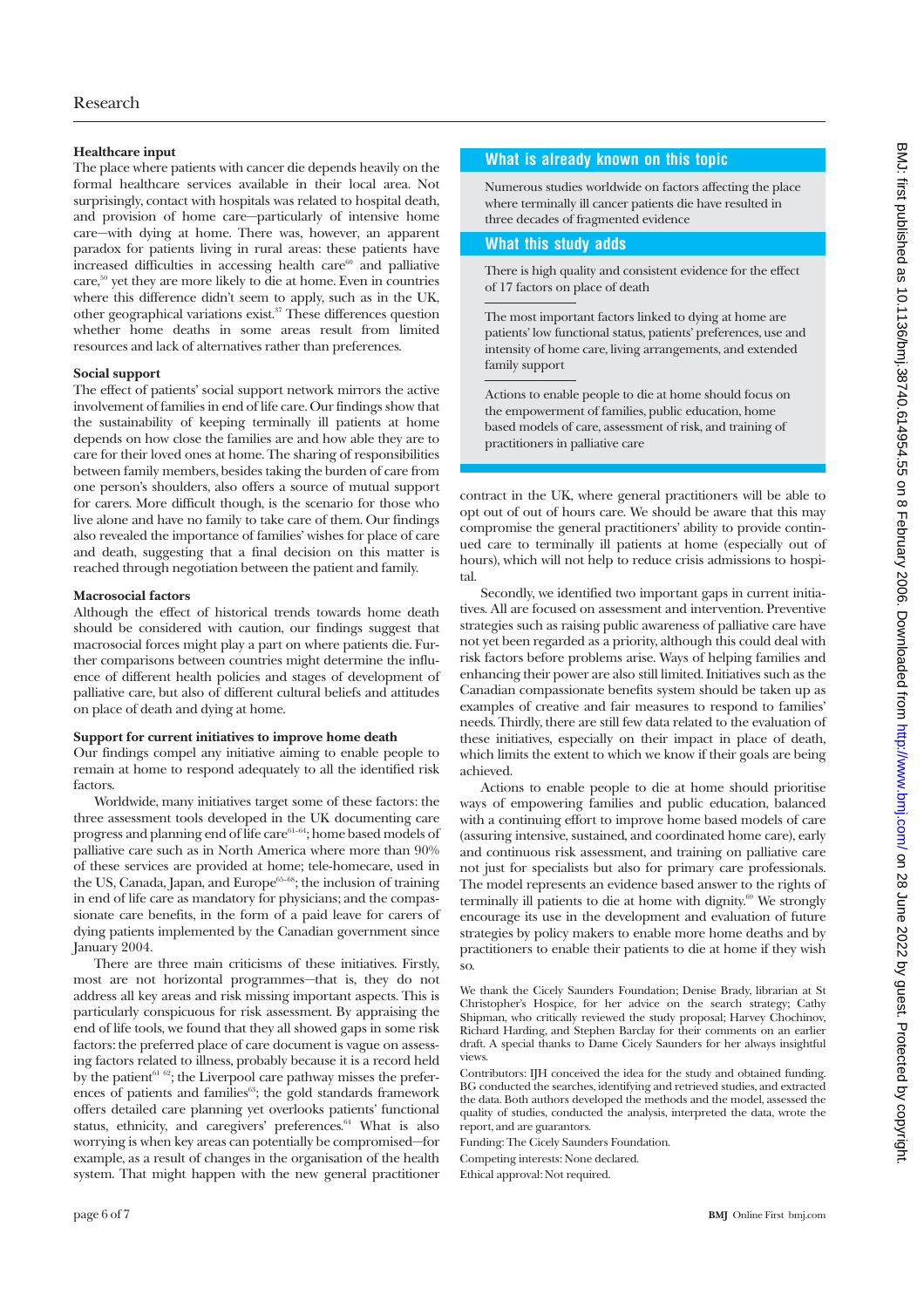### Healthcare input

The place where patients with cancer die depends heavily on the formal healthcare services available in their local area. Not surprisingly, contact with hospitals was related to hospital death, and provision of home care—particularly of intensive home care—with dying at home. There was, however, an apparent paradox for patients living in rural areas: these patients have increased difficulties in accessing health care[60] and palliative care,[50] yet they are more likely to die at home. Even in countries where this difference didn't seem to apply, such as in the UK, other geographical variations exist.[37] These differences question whether home deaths in some areas result from limited resources and lack of alternatives rather than preferences.

### Social support

The effect of patients' social support network mirrors the active involvement of families in end of life care. Our findings show that the sustainability of keeping terminally ill patients at home depends on how close the families are and how able they are to care for their loved ones at home. The sharing of responsibilities between family members, besides taking the burden of care from one person's shoulders, also offers a source of mutual support for carers. More difficult though, is the scenario for those who live alone and have no family to take care of them. Our findings also revealed the importance of families' wishes for place of care and death, suggesting that a final decision on this matter is reached through negotiation between the patient and family.

### Macrosocial factors

Although the effect of historical trends towards home death should be considered with caution, our findings suggest that macrosocial forces might play a part on where patients die. Further comparisons between countries might determine the influence of different health policies and stages of development of palliative care, but also of different cultural beliefs and attitudes on place of death and dying at home.

### Support for current initiatives to improve home death

Our findings compel any initiative aiming to enable people to remain at home to respond adequately to all the identified risk factors.

Worldwide, many initiatives target some of these factors: the three assessment tools developed in the UK documenting care progress and planning end of life care[61-64]; home based models of palliative care such as in North America where more than 90% of these services are provided at home; tele-homecare, used in the US, Canada, Japan, and Europe[65-68]; the inclusion of training in end of life care as mandatory for physicians; and the compassionate care benefits, in the form of a paid leave for carers of dying patients implemented by the Canadian government since January 2004.

There are three main criticisms of these initiatives. Firstly, most are not horizontal programmes—that is, they do not address all key areas and risk missing important aspects. This is particularly conspicuous for risk assessment. By appraising the end of life tools, we found that they all showed gaps in some risk factors: the preferred place of care document is vague on assessing factors related to illness, probably because it is a record held by the patient[61 62]; the Liverpool care pathway misses the preferences of patients and families[63]; the gold standards framework offers detailed care planning yet overlooks patients' functional status, ethnicity, and caregivers' preferences.[64] What is also worrying is when key areas can potentially be compromised—for example, as a result of changes in the organisation of the health system. That might happen with the new general practitioner contract in the UK, where general practitioners will be able to opt out of out of hours care. We should be aware that this may compromise the general practitioners' ability to provide continued care to terminally ill patients at home (especially out of hours), which will not help to reduce crisis admissions to hospital.

Secondly, we identified two important gaps in current initiatives. All are focused on assessment and intervention. Preventive strategies such as raising public awareness of palliative care have not yet been regarded as a priority, although this could deal with risk factors before problems arise. Ways of helping families and enhancing their power are also still limited. Initiatives such as the Canadian compassionate benefits system should be taken up as examples of creative and fair measures to respond to families' needs. Thirdly, there are still few data related to the evaluation of these initiatives, especially on their impact in place of death, which limits the extent to which we know if their goals are being achieved.

Actions to enable people to die at home should prioritise ways of empowering families and public education, balanced with a continuing effort to improve home based models of care (assuring intensive, sustained, and coordinated home care), early and continuous risk assessment, and training on palliative care not just for specialists but also for primary care professionals. The model represents an evidence based answer to the rights of terminally ill patients to die at home with dignity.[69] We strongly encourage its use in the development and evaluation of future strategies by policy makers to enable more home deaths and by practitioners to enable their patients to die at home if they wish so.

## What is already known on this topic

Numerous studies worldwide on factors affecting the place where terminally ill cancer patients die have resulted in three decades of fragmented evidence

## What this study adds

There is high quality and consistent evidence for the effect of 17 factors on place of death

The most important factors linked to dying at home are patients' low functional status, patients' preferences, use and intensity of home care, living arrangements, and extended family support

Actions to enable people to die at home should focus on the empowerment of families, public education, home based models of care, assessment of risk, and training of practitioners in palliative care

We thank the Cicely Saunders Foundation; Denise Brady, librarian at St Christopher's Hospice, for her advice on the search strategy; Cathy Shipman, who critically reviewed the study proposal; Harvey Chochinov, Richard Harding, and Stephen Barclay for their comments on an earlier draft. A special thanks to Dame Cicely Saunders for her always insightful views.

Contributors: IJH conceived the idea for the study and obtained funding. BG conducted the searches, identifying and retrieved studies, and extracted the data. Both authors developed the methods and the model, assessed the quality of studies, conducted the analysis, interpreted the data, wrote the report, and are guarantors.

Funding: The Cicely Saunders Foundation.

Competing interests: None declared.

Ethical approval: Not required.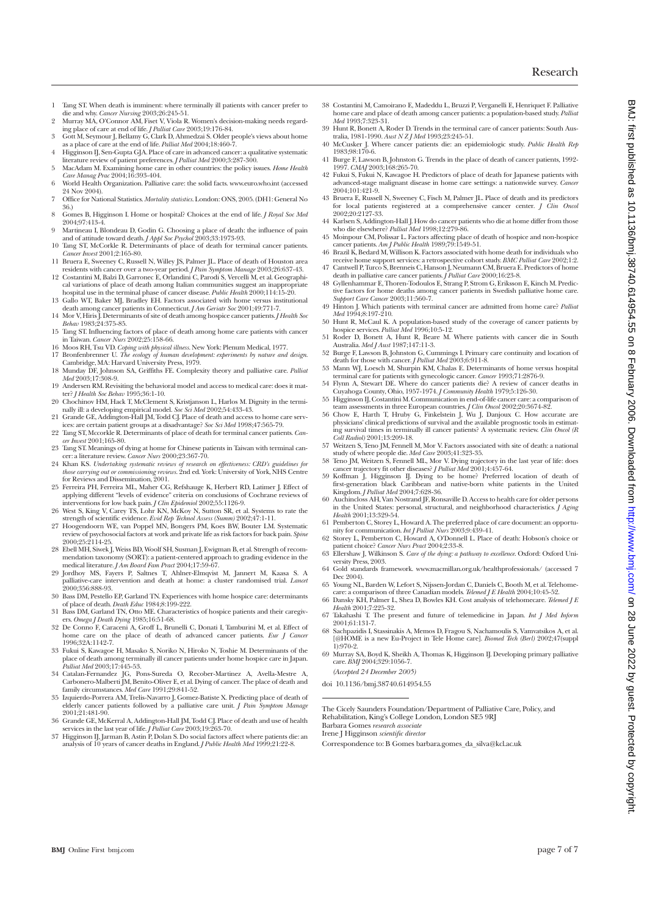1 Tang ST. When death is imminent: where terminally ill patients with cancer prefer to die and why. *Cancer Nursing* 2003;26:245-51.
2 Murray MA, O'Connor AM, Fiset V, Viola R. Women's decision-making needs regarding place of care at end of life. *J Palliat Care* 2003;19:176-84.
3 Gott M, Seymour J, Bellamy G, Clark D, Ahmedzai S. Older people's views about home as a place of care at the end of life. *Palliat Med* 2004;18:460-7.
4 Higginson IJ, Sen-Gupta GJA. Place of care in advanced cancer: a qualitative systematic literature review of patient preferences. *J Palliat Med* 2000;3:287-300.
5 MacAdam M. Examining home care in other countries: the policy issues. *Home Health Care Manag Prac* 2004;16:393-404.
6 World Health Organization. Palliative care: the solid facts. www.euro.who.int (accessed 24 Nov 2004).
7 Office for National Statistics. *Mortality statistics*. London: ONS, 2005. (DH1: General No 36.)
8 Gomes B, Higginson I. Home or hospital? Choices at the end of life. *J Royal Soc Med* 2004;97:413-4.
9 Martineau I, Blondeau D, Godin G. Choosing a place of death: the influence of pain and of attitude toward death. *J Appl Soc Psychol* 2003;33:1973-93.
10 Tang ST, McCorkle R. Determinants of place of death for terminal cancer patients. *Cancer Invest* 2001;2:165-80.
11 Bruera E, Sweeney C, Russell N, Willey JS, Palmer JL. Place of death of Houston area residents with cancer over a two-year period. *J Pain Symptom Manage* 2003;26:637-43.
12 Costantini M, Balzi D, Garronec E, Orlandini C, Parodi S, Vercelli M, et al. Geographical variations of place of death among Italian communities suggest an inappropriate hospital use in the terminal phase of cancer disease. *Public Health* 2000;114:15-20.
13 Gallo WT, Baker MJ, Bradley EH. Factors associated with home versus institutional death among cancer patients in Connecticut. *J Am Geriatr Soc* 2001;49:771-7.
14 Mor V, Hiris J. Determinants of site of death among hospice cancer patients. *J Health Soc Behav* 1983;24:375-85.
15 Tang ST. Influencing factors of place of death among home care patients with cancer in Taiwan. *Cancer Nurs* 2002;25:158-66.
16 Moos RH, Tsu VD. *Coping with physical illness*. New York: Plenum Medical, 1977.
17 Bronfenbrenner U. *The ecology of human development: experiments by nature and design*. Cambridge, MA: Harvard University Press, 1979.
18 Munday DF, Johnson SA, Griffiths FE. Complexity theory and palliative care. *Palliat Med* 2003;17:308-9.
19 Andersen RM. Revisiting the behavioral model and access to medical care: does it matter? *J Health Soc Behav* 1995;36:1-10.
20 Chochinov HM, Hack T, McClement S, Kristjanson L, Harlos M. Dignity in the terminally ill: a developing empirical model. *Soc Sci Med* 2002;54:433-43.
21 Grande GE, Addington-Hall JM, Todd CJ. Place of death and access to home care services: are certain patient groups at a disadvantage? *Soc Sci Med* 1998;47:565-79.
22 Tang ST, Mccorkle R. Determinants of place of death for terminal cancer patients. *Cancer Invest* 2001;165-80.
23 Tang ST. Meanings of dying at home for Chinese patients in Taiwan with terminal cancer: a literature review. *Cancer Nurs* 2000;23:367-70.
24 Khan KS. *Undertaking systematic reviews of research on effectiveness: CRD's guidelines for those carrying out or commissioning reviews*. 2nd ed. York: University of York, NHS Centre for Reviews and Dissemination, 2001.
25 Ferreira PH, Ferreira ML, Maher CG, Refshauge K, Herbert RD, Latimer J. Effect of applying different "levels of evidence" criteria on conclusions of Cochrane reviews of interventions for low back pain. *J Clin Epidemiol* 2002;55:1126-9.
26 West S, King V, Carey TS, Lohr KN, McKoy N, Sutton SR, et al. Systems to rate the strength of scientific evidence. *Evid Rep Technol Assess (Summ)* 2002;47:1-11.
27 Hoogendoorn WE, van Poppel MN, Bongers PM, Koes BW, Bouter LM. Systematic review of psychosocial factors at work and private life as risk factors for back pain. *Spine* 2000;25:2114-25.
28 Ebell MH, Siwek J, Weiss BD, Woolf SH, Susman J, Ewigman B, et al. Strength of recommendation taxonomy (SORT): a patient-centered approach to grading evidence in the medical literature. *J Am Board Fam Pract* 2004;17:59-67.
29 Jordhoy MS, Fayers P, Saltnes T, Ahlner-Elmqvist M, Jannert M, Kaasa S. A palliative-care intervention and death at home: a cluster randomised trial. *Lancet* 2000;356:888-93.
30 Bass DM, Pestello EP, Garland TN. Experiences with home hospice care: determinants of place of death. *Death Educ* 1984;8:199-222.
31 Bass DM, Garland TN, Otto ME. Characteristics of hospice patients and their caregivers. *Omega J Death Dying* 1985;16:51-68.
32 De Conno F, Caraceni A, Groff L, Brunelli C, Donati I, Tamburini M, et al. Effect of home care on the place of death of advanced cancer patients. *Eur J Cancer* 1996;32A:1142-7.
33 Fukui S, Kawagoe H, Masako S, Noriko N, Hiroko N, Toshie M. Determinants of the place of death among terminally ill cancer patients under home hospice care in Japan. *Palliat Med* 2003;17:445-53.
34 Catalan-Fernandez JG, Pons-Sureda O, Recober-Martinez A, Avella-Mestre A, Carbonero-Malberti JM, Benito-Oliver E, et al. Dying of cancer. The place of death and family circumstances. *Med Care* 1991;29:841-52.
35 Izquierdo-Porrera AM, Trelis-Navarro J, Gomez-Batiste X. Predicting place of death of elderly cancer patients followed by a palliative care unit. *J Pain Symptom Manage* 2001;21:481-90.
36 Grande GE, McKerral A, Addington-Hall JM, Todd CJ. Place of death and use of health services in the last year of life. *J Palliat Care* 2003;19:263-70.
37 Higginson IJ, Jarman B, Astin P, Dolan S. Do social factors affect where patients die: an analysis of 10 years of cancer deaths in England. *J Public Health Med* 1999;21:22-8.
38 Costantini M, Camoirano E, Madeddu L, Bruzzi P, Verganelli E, Henriquet F. Palliative home care and place of death among cancer patients: a population-based study. *Palliat Med* 1993;7:323-31.
39 Hunt R, Bonett A, Roder D. Trends in the terminal care of cancer patients: South Australia, 1981-1990. *Aust N Z J Med* 1993;23:245-51.
40 McCusker J. Where cancer patients die: an epidemiologic study. *Public Health Rep* 1983;98:170-6.
41 Burge F, Lawson B, Johnston G. Trends in the place of death of cancer patients, 1992-1997. *CMAJ* 2003;168:265-70.
42 Fukui S, Fukui N, Kawagoe H. Predictors of place of death for Japanese patients with advanced-stage malignant disease in home care settings: a nationwide survey. *Cancer* 2004;101:421-9.
43 Bruera E, Russell N, Sweeney C, Fisch M, Palmer JL. Place of death and its predictors for local patients registered at a comprehensive cancer center. *J Clin Oncol* 2002;20:2127-33.
44 Karlsen S, Addington-Hall J. How do cancer patients who die at home differ from those who die elsewhere? *Palliat Med* 1998;12:279-86.
45 Moinpour CM, Polissar L. Factors affecting place of death of hospice and non-hospice cancer patients. *Am J Public Health* 1989;79:1549-51.
46 Brazil K, Bedard M, Willison K. Factors associated with home death for individuals who receive home support services: a retrospective cohort study. *BMC Palliat Care* 2002;1:2.
47 Cantwell P, Turco S, Brenneis C, Hanson J, Neumann CM, Bruera E. Predictors of home death in palliative care cancer patients. *J Palliat Care* 2000;16:23-8.
48 Gyllenhammar E, Thoren-Todoulos E, Strang P, Strom G, Eriksson E, Kinch M. Predictive factors for home deaths among cancer patients in Swedish palliative home care. *Support Care Cancer* 2003;11:560-7.
49 Hinton J. Which patients with terminal cancer are admitted from home care? *Palliat Med* 1994;8:197-210.
50 Hunt R, McCaul K. A population-based study of the coverage of cancer patients by hospice services. *Palliat Med* 1996;10:5-12.
51 Roder D, Bonett A, Hunt R, Beare M. Where patients with cancer die in South Australia. *Med J Aust* 1987;147:11-3.
52 Burge F, Lawson B, Johnston G, Cummings I. Primary care continuity and location of death for those with cancer. *J Palliat Med* 2003;6:911-8.
53 Mann WJ, Loesch M, Shurpin KM, Chalas E. Determinants of home versus hospital terminal care for patients with gynecologic cancer. *Cancer* 1993;71:2876-9.
54 Flynn A, Stewart DE. Where do cancer patients die? A review of cancer deaths in Cuyahoga County, Ohio, 1957-1974. *J Community Health* 1979;5:126-30.
55 Higginson IJ, Costantini M. Communication in end-of-life cancer care: a comparison of team assessments in three European countries. *J Clin Oncol* 2002;20:3674-82.
56 Chow E, Harth T, Hruby G, Finkelstein J, Wu J, Danjoux C. How accurate are physicians' clinical predictions of survival and the available prognostic tools in estimating survival times in terminally ill cancer patients? A systematic review. *Clin Oncol (R Coll Radiol)* 2001;13:209-18.
57 Weitzen S, Teno JM, Fennell M, Mor V. Factors associated with site of death: a national study of where people die. *Med Care* 2003;41:323-35.
58 Teno JM, Weitzen S, Fennell ML, Mor V. Dying trajectory in the last year of life: does cancer trajectory fit other diseases? *J Palliat Med* 2001;4:457-64.
59 Koffman J, Higginson IJ. Dying to be home? Preferred location of death of first-generation black Caribbean and native-born white patients in the United Kingdom. *J Palliat Med* 2004;7:628-36.
60 Auchincloss AH, Van Nostrand JF, Ronsaville D. Access to health care for older persons in the United States: personal, structural, and neighborhood characteristics. *J Aging Health* 2001;13:329-54.
61 Pemberton C, Storey L, Howard A. The preferred place of care document: an opportunity for communication. *Int J Palliat Nurs* 2003;9:439-41.
62 Storey L, Pemberton C, Howard A, O'Donnell L. Place of death: Hobson's choice or patient choice? *Cancer Nurs Pract* 2004;2:33-8.
63 Ellershaw J, Wilkinson S. *Care of the dying: a pathway to excellence*. Oxford: Oxford University Press, 2003.
64 Gold standards framework. www.macmillan.org.uk/healthprofessionals/ (accessed 7 Dec 2004).
65 Young NL, Barden W, Lefort S, Nijssen-Jordan C, Daniels C, Booth M, et al. Telehomecare: a comparison of three Canadian models. *Telemed J E Health* 2004;10:45-52.
66 Dansky KH, Palmer L, Shea D, Bowles KH. Cost analysis of telehomecare. *Telemed J E Health* 2001;7:225-32.
67 Takahashi T. The present and future of telemedicine in Japan. *Int J Med Inform* 2001;61:131-7.
68 Sachpazidis I, Stassinakis A, Memos D, Fragou S, Nachamoulis S, Vamvatsikos A, et al. [@HOME is a new Eu-Project in Tele Home care]. *Biomed Tech (Berl)* 2002;47(suppl 1):970-2.
69 Murray SA, Boyd K, Sheikh A, Thomas K, Higginson IJ. Developing primary palliative care. *BMJ* 2004;329:1056-7.

*(Accepted 24 December 2005)*

doi 10.1136/bmj.38740.614954.55

The Cicely Saunders Foundation/Department of Palliative Care, Policy, and Rehabilitation, King's College London, London SE5 9RJ
Barbara Gomes *research associate*
Irene J Higginson *scientific director*

Correspondence to: B Gomes barbara.gomes_da_silva@kcl.ac.uk